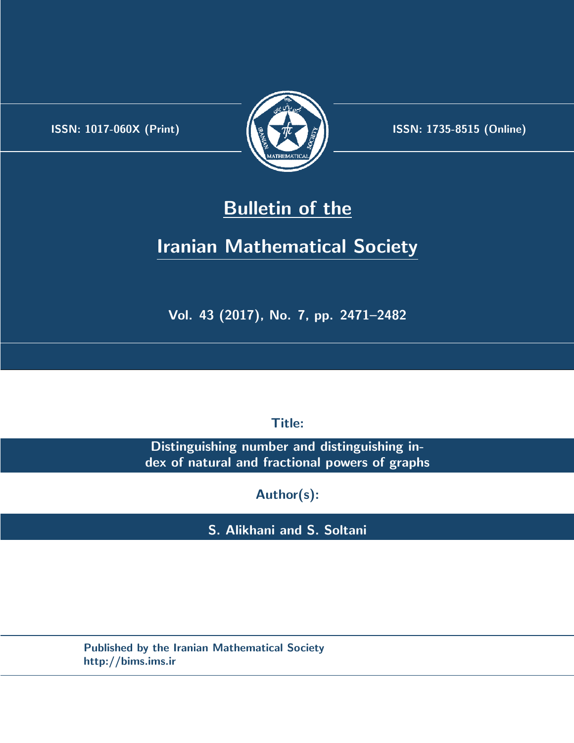ISSN: 1017-060X (Print)

ISSN: 1735-8515 (Online)

# Bulletin of the Iranian Mathematical Society

Vol. 43 (2017), No. 7, pp. 2471–2482

**Title:**

**Distinguishing number and distinguishing index of natural and fractional powers of graphs**

**Author(s):**

**S. Alikhani and S. Soltani**

Published by the Iranian Mathematical Society
http://bims.ims.ir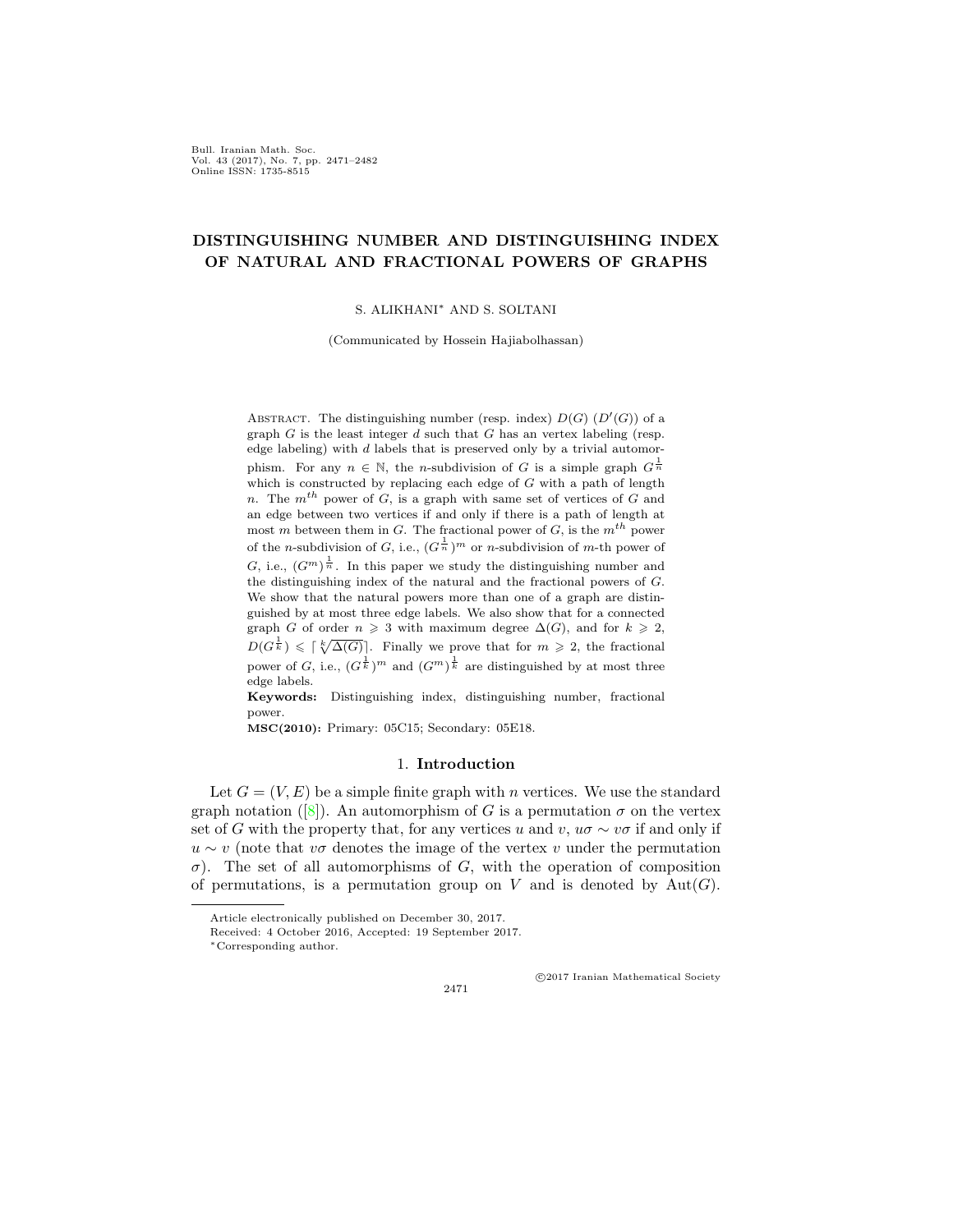# DISTINGUISHING NUMBER AND DISTINGUISHING INDEX OF NATURAL AND FRACTIONAL POWERS OF GRAPHS

S. ALIKHANI* AND S. SOLTANI

(Communicated by Hossein Hajiabolhassan)

Abstract. The distinguishing number (resp. index) $D(G)$ ($D'(G)$) of a graph $G$ is the least integer $d$ such that $G$ has an vertex labeling (resp. edge labeling) with $d$ labels that is preserved only by a trivial automorphism. For any $n \in \mathbb{N}$, the $n$-subdivision of $G$ is a simple graph $G^{\frac{1}{n}}$ which is constructed by replacing each edge of $G$ with a path of length $n$. The $m^{th}$ power of $G$, is a graph with same set of vertices of $G$ and an edge between two vertices if and only if there is a path of length at most $m$ between them in $G$. The fractional power of $G$, is the $m^{th}$ power of the $n$-subdivision of $G$, i.e., $(G^{\frac{1}{n}})^m$ or $n$-subdivision of $m$-th power of $G$, i.e., $(G^m)^{\frac{1}{n}}$. In this paper we study the distinguishing number and the distinguishing index of the natural and the fractional powers of $G$. We show that the natural powers more than one of a graph are distinguished by at most three edge labels. We also show that for a connected graph $G$ of order $n \geqslant 3$ with maximum degree $\Delta(G)$, and for $k \geqslant 2$, $D(G^{\frac{1}{k}}) \leqslant \lceil \sqrt[k]{\Delta(G)} \rceil$. Finally we prove that for $m \geqslant 2$, the fractional power of $G$, i.e., $(G^{\frac{1}{k}})^m$ and $(G^m)^{\frac{1}{k}}$ are distinguished by at most three edge labels.

**Keywords:** Distinguishing index, distinguishing number, fractional power.

**MSC(2010):** Primary: 05C15; Secondary: 05E18.

## 1. Introduction

Let $G = (V, E)$ be a simple finite graph with $n$ vertices. We use the standard graph notation ([8]). An automorphism of $G$ is a permutation $\sigma$ on the vertex set of $G$ with the property that, for any vertices $u$ and $v$, $u\sigma \sim v\sigma$ if and only if $u \sim v$ (note that $v\sigma$ denotes the image of the vertex $v$ under the permutation $\sigma$). The set of all automorphisms of $G$, with the operation of composition of permutations, is a permutation group on $V$ and is denoted by $\mathrm{Aut}(G)$.

---

Article electronically published on December 30, 2017.

Received: 4 October 2016, Accepted: 19 September 2017.

*Corresponding author.

©2017 Iranian Mathematical Society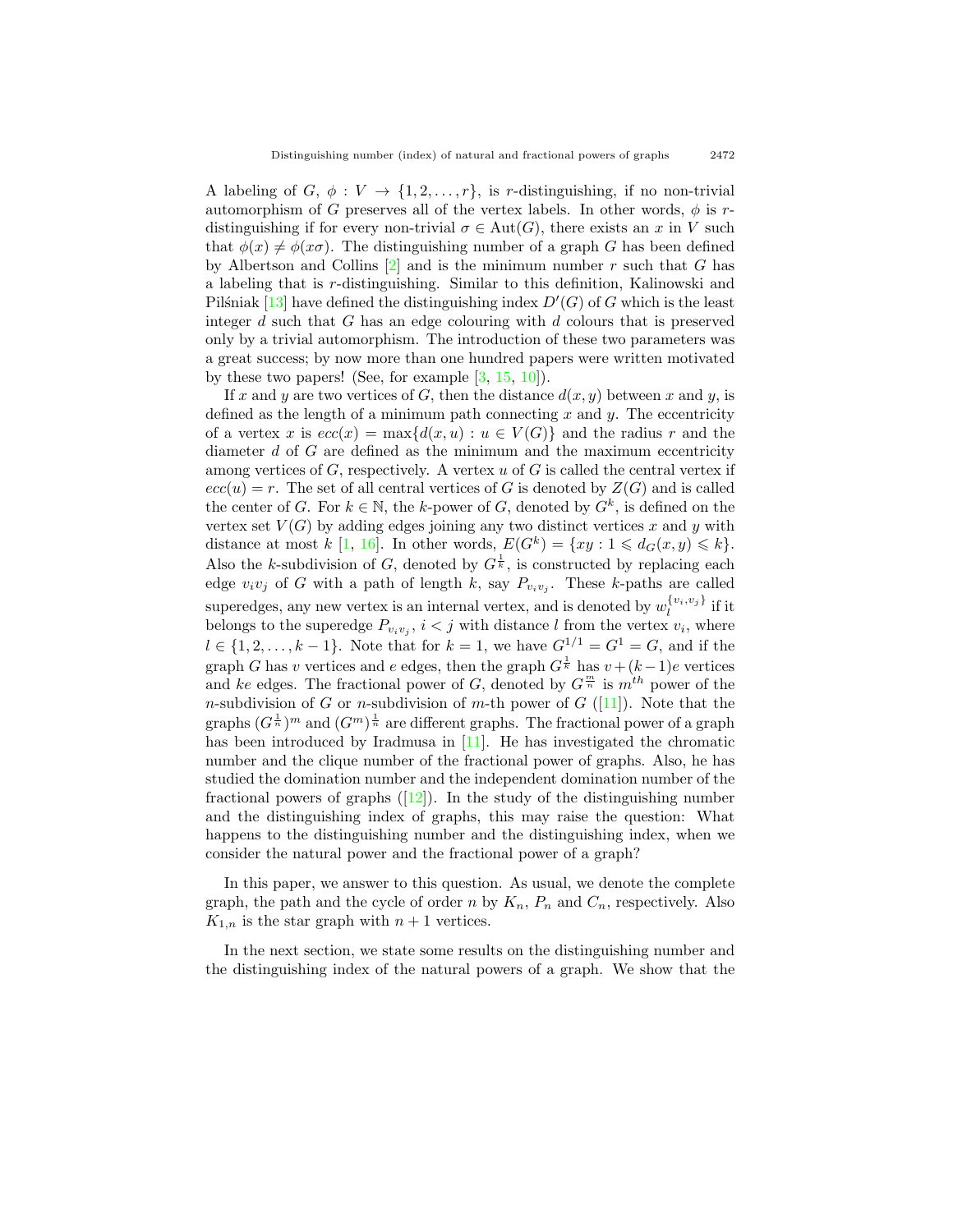A labeling of $G$, $\phi : V \to \{1, 2, \ldots, r\}$, is $r$-distinguishing, if no non-trivial automorphism of $G$ preserves all of the vertex labels. In other words, $\phi$ is $r$-distinguishing if for every non-trivial $\sigma \in \mathrm{Aut}(G)$, there exists an $x$ in $V$ such that $\phi(x) \neq \phi(x\sigma)$. The distinguishing number of a graph $G$ has been defined by Albertson and Collins [2] and is the minimum number $r$ such that $G$ has a labeling that is $r$-distinguishing. Similar to this definition, Kalinowski and Pilśniak [13] have defined the distinguishing index $D'(G)$ of $G$ which is the least integer $d$ such that $G$ has an edge colouring with $d$ colours that is preserved only by a trivial automorphism. The introduction of these two parameters was a great success; by now more than one hundred papers were written motivated by these two papers! (See, for example [3, 15, 10]).

If $x$ and $y$ are two vertices of $G$, then the distance $d(x, y)$ between $x$ and $y$, is defined as the length of a minimum path connecting $x$ and $y$. The eccentricity of a vertex $x$ is $ecc(x) = \max\{d(x, u) : u \in V(G)\}$ and the radius $r$ and the diameter $d$ of $G$ are defined as the minimum and the maximum eccentricity among vertices of $G$, respectively. A vertex $u$ of $G$ is called the central vertex if $ecc(u) = r$. The set of all central vertices of $G$ is denoted by $Z(G)$ and is called the center of $G$. For $k \in \mathbb{N}$, the $k$-power of $G$, denoted by $G^k$, is defined on the vertex set $V(G)$ by adding edges joining any two distinct vertices $x$ and $y$ with distance at most $k$ [1, 16]. In other words, $E(G^k) = \{xy : 1 \leqslant d_G(x, y) \leqslant k\}$. Also the $k$-subdivision of $G$, denoted by $G^{\frac{1}{k}}$, is constructed by replacing each edge $v_iv_j$ of $G$ with a path of length $k$, say $P_{v_iv_j}$. These $k$-paths are called superedges, any new vertex is an internal vertex, and is denoted by $w_l^{\{v_i,v_j\}}$ if it belongs to the superedge $P_{v_iv_j}$, $i < j$ with distance $l$ from the vertex $v_i$, where $l \in \{1, 2, \ldots, k-1\}$. Note that for $k = 1$, we have $G^{1/1} = G^1 = G$, and if the graph $G$ has $v$ vertices and $e$ edges, then the graph $G^{\frac{1}{k}}$ has $v + (k-1)e$ vertices and $ke$ edges. The fractional power of $G$, denoted by $G^{\frac{m}{n}}$ is $m^{th}$ power of the $n$-subdivision of $G$ or $n$-subdivision of $m$-th power of $G$ ([11]). Note that the graphs $(G^{\frac{1}{n}})^m$ and $(G^m)^{\frac{1}{n}}$ are different graphs. The fractional power of a graph has been introduced by Iradmusa in [11]. He has investigated the chromatic number and the clique number of the fractional power of graphs. Also, he has studied the domination number and the independent domination number of the fractional powers of graphs ([12]). In the study of the distinguishing number and the distinguishing index of graphs, this may raise the question: What happens to the distinguishing number and the distinguishing index, when we consider the natural power and the fractional power of a graph?

In this paper, we answer to this question. As usual, we denote the complete graph, the path and the cycle of order $n$ by $K_n$, $P_n$ and $C_n$, respectively. Also $K_{1,n}$ is the star graph with $n + 1$ vertices.

In the next section, we state some results on the distinguishing number and the distinguishing index of the natural powers of a graph. We show that the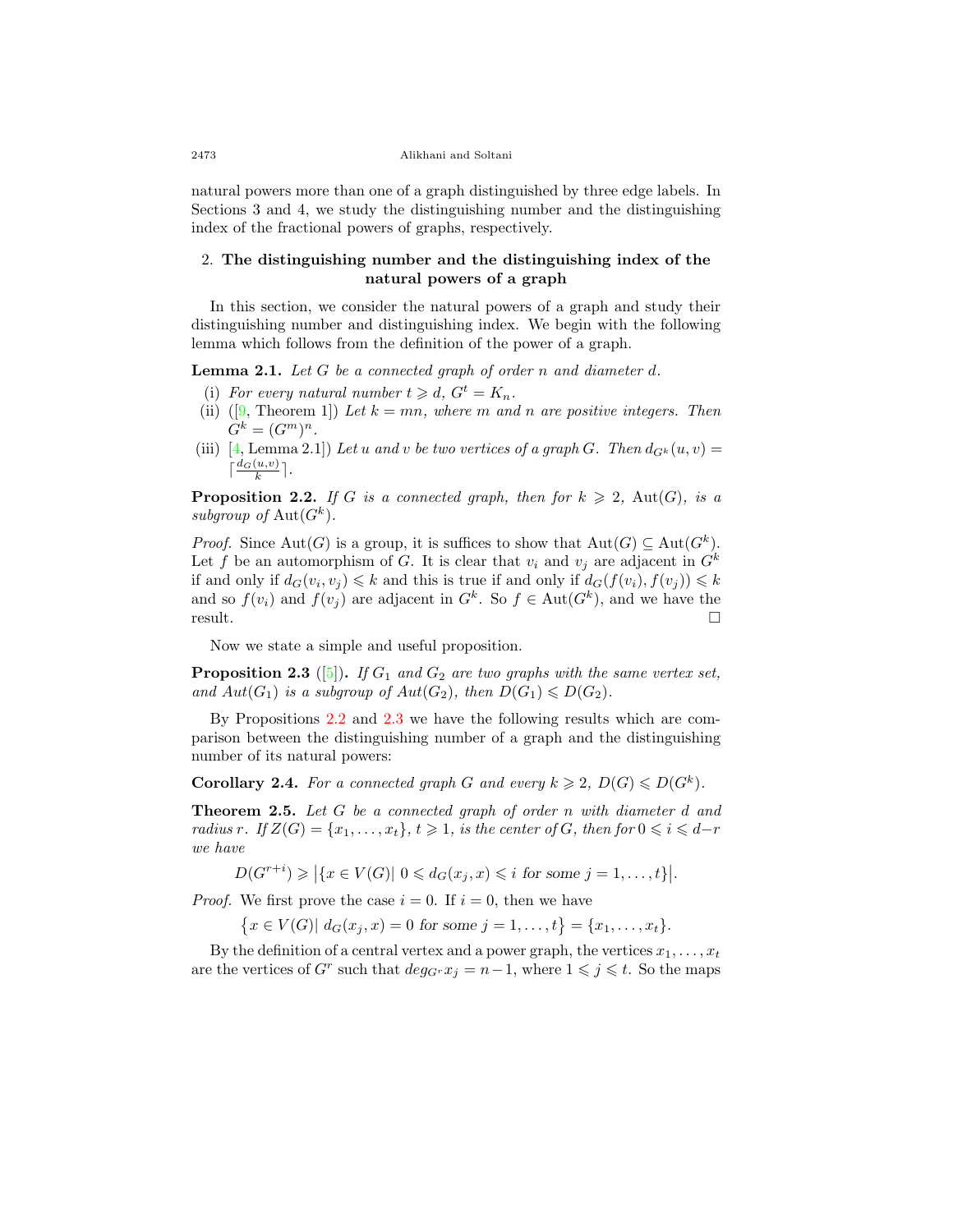natural powers more than one of a graph distinguished by three edge labels. In Sections 3 and 4, we study the distinguishing number and the distinguishing index of the fractional powers of graphs, respectively.

## 2. The distinguishing number and the distinguishing index of the natural powers of a graph

In this section, we consider the natural powers of a graph and study their distinguishing number and distinguishing index. We begin with the following lemma which follows from the definition of the power of a graph.

**Lemma 2.1.** *Let $G$ be a connected graph of order $n$ and diameter $d$.*

- (i) *For every natural number $t \geqslant d$, $G^t = K_n$.*
- (ii) ([9, Theorem 1]) *Let $k = mn$, where $m$ and $n$ are positive integers. Then $G^k = (G^m)^n$.*
- (iii) [4, Lemma 2.1]) *Let $u$ and $v$ be two vertices of a graph $G$. Then $d_{G^k}(u, v) = \lceil \frac{d_G(u,v)}{k} \rceil$.*

**Proposition 2.2.** *If $G$ is a connected graph, then for $k \geqslant 2$, $\text{Aut}(G)$, is a subgroup of $\text{Aut}(G^k)$.*

*Proof.* Since $\text{Aut}(G)$ is a group, it is suffices to show that $\text{Aut}(G) \subseteq \text{Aut}(G^k)$. Let $f$ be an automorphism of $G$. It is clear that $v_i$ and $v_j$ are adjacent in $G^k$ if and only if $d_G(v_i, v_j) \leqslant k$ and this is true if and only if $d_G(f(v_i), f(v_j)) \leqslant k$ and so $f(v_i)$ and $f(v_j)$ are adjacent in $G^k$. So $f \in \text{Aut}(G^k)$, and we have the result. □

Now we state a simple and useful proposition.

**Proposition 2.3** ([5])**.** *If $G_1$ and $G_2$ are two graphs with the same vertex set, and $Aut(G_1)$ is a subgroup of $Aut(G_2)$, then $D(G_1) \leqslant D(G_2)$.*

By Propositions 2.2 and 2.3 we have the following results which are comparison between the distinguishing number of a graph and the distinguishing number of its natural powers:

**Corollary 2.4.** *For a connected graph $G$ and every $k \geqslant 2$, $D(G) \leqslant D(G^k)$.*

**Theorem 2.5.** *Let $G$ be a connected graph of order $n$ with diameter $d$ and radius $r$. If $Z(G) = \{x_1, \ldots, x_t\}$, $t \geqslant 1$, is the center of $G$, then for $0 \leqslant i \leqslant d-r$ we have*

$$D(G^{r+i}) \geqslant \left|\{x \in V(G) |\ 0 \leqslant d_G(x_j, x) \leqslant i \text{ for some } j = 1, \ldots, t\}\right|.$$

*Proof.* We first prove the case $i = 0$. If $i = 0$, then we have

$$\{x \in V(G) |\ d_G(x_j, x) = 0 \text{ for some } j = 1, \ldots, t\} = \{x_1, \ldots, x_t\}.$$

By the definition of a central vertex and a power graph, the vertices $x_1, \ldots, x_t$ are the vertices of $G^r$ such that $deg_{G^r} x_j = n-1$, where $1 \leqslant j \leqslant t$. So the maps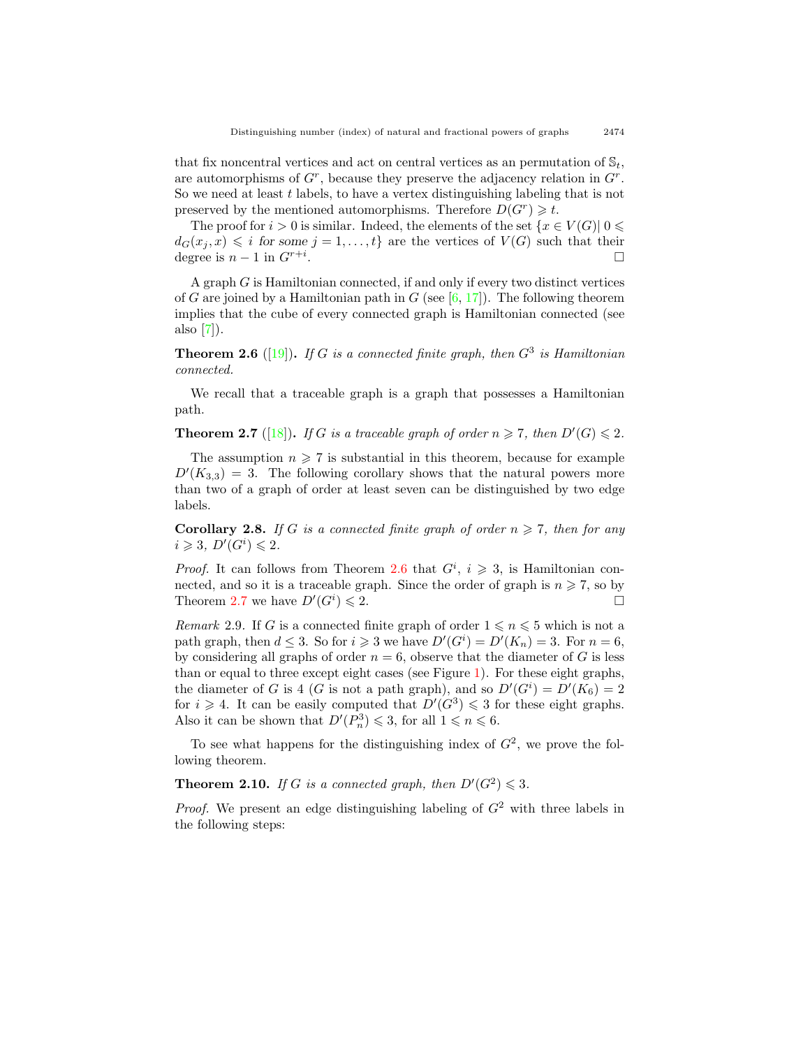that fix noncentral vertices and act on central vertices as an permutation of $\mathbb{S}_t$, are automorphisms of $G^r$, because they preserve the adjacency relation in $G^r$. So we need at least $t$ labels, to have a vertex distinguishing labeling that is not preserved by the mentioned automorphisms. Therefore $D(G^r) \geqslant t$.

The proof for $i > 0$ is similar. Indeed, the elements of the set $\{x \in V(G) | \, 0 \leqslant d_G(x_j, x) \leqslant i \text{ for some } j = 1, \ldots, t\}$ are the vertices of $V(G)$ such that their degree is $n-1$ in $G^{r+i}$. □

A graph $G$ is Hamiltonian connected, if and only if every two distinct vertices of $G$ are joined by a Hamiltonian path in $G$ (see [6, 17]). The following theorem implies that the cube of every connected graph is Hamiltonian connected (see also [7]).

**Theorem 2.6** ([19])**.** *If $G$ is a connected finite graph, then $G^3$ is Hamiltonian connected.*

We recall that a traceable graph is a graph that possesses a Hamiltonian path.

**Theorem 2.7** ([18])**.** *If $G$ is a traceable graph of order $n \geqslant 7$, then $D'(G) \leqslant 2$.*

The assumption $n \geqslant 7$ is substantial in this theorem, because for example $D'(K_{3,3}) = 3$. The following corollary shows that the natural powers more than two of a graph of order at least seven can be distinguished by two edge labels.

**Corollary 2.8.** *If $G$ is a connected finite graph of order $n \geqslant 7$, then for any $i \geqslant 3$, $D'(G^i) \leqslant 2$.*

*Proof.* It can follows from Theorem 2.6 that $G^i$, $i \geqslant 3$, is Hamiltonian connected, and so it is a traceable graph. Since the order of graph is $n \geqslant 7$, so by Theorem 2.7 we have $D'(G^i) \leqslant 2$. □

*Remark* 2.9. If $G$ is a connected finite graph of order $1 \leqslant n \leqslant 5$ which is not a path graph, then $d \leq 3$. So for $i \geqslant 3$ we have $D'(G^i) = D'(K_n) = 3$. For $n = 6$, by considering all graphs of order $n = 6$, observe that the diameter of $G$ is less than or equal to three except eight cases (see Figure 1). For these eight graphs, the diameter of $G$ is 4 ($G$ is not a path graph), and so $D'(G^i) = D'(K_6) = 2$ for $i \geqslant 4$. It can be easily computed that $D'(G^3) \leqslant 3$ for these eight graphs. Also it can be shown that $D'(P_n^3) \leqslant 3$, for all $1 \leqslant n \leqslant 6$.

To see what happens for the distinguishing index of $G^2$, we prove the following theorem.

**Theorem 2.10.** *If $G$ is a connected graph, then $D'(G^2) \leqslant 3$.*

*Proof.* We present an edge distinguishing labeling of $G^2$ with three labels in the following steps: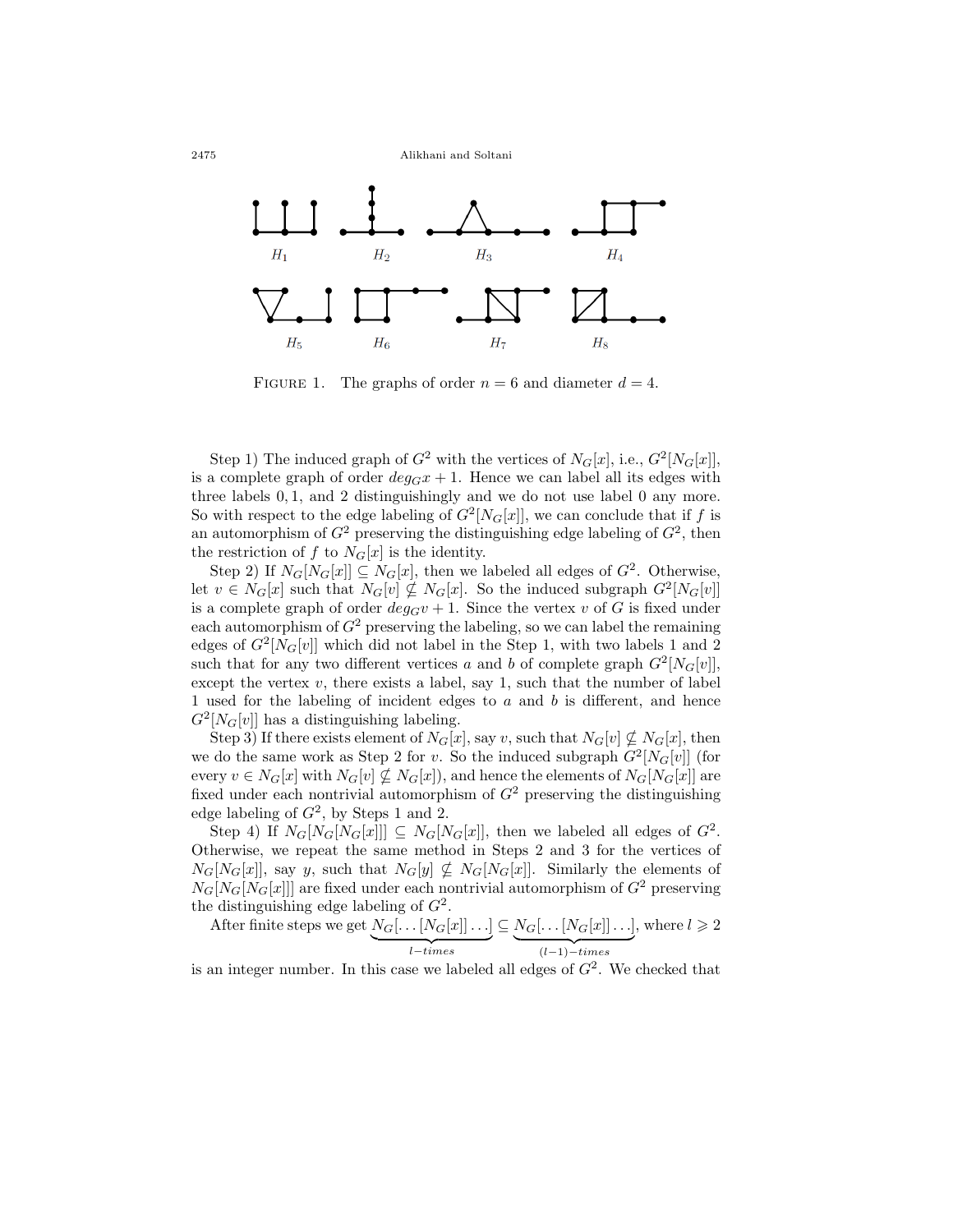FIGURE 1. The graphs of order $n = 6$ and diameter $d = 4$.

Step 1) The induced graph of $G^2$ with the vertices of $N_G[x]$, i.e., $G^2[N_G[x]]$, is a complete graph of order $deg_G x + 1$. Hence we can label all its edges with three labels 0, 1, and 2 distinguishingly and we do not use label 0 any more. So with respect to the edge labeling of $G^2[N_G[x]]$, we can conclude that if $f$ is an automorphism of $G^2$ preserving the distinguishing edge labeling of $G^2$, then the restriction of $f$ to $N_G[x]$ is the identity.

Step 2) If $N_G[N_G[x]] \subseteq N_G[x]$, then we labeled all edges of $G^2$. Otherwise, let $v \in N_G[x]$ such that $N_G[v] \nsubseteq N_G[x]$. So the induced subgraph $G^2[N_G[v]]$ is a complete graph of order $deg_G v + 1$. Since the vertex $v$ of $G$ is fixed under each automorphism of $G^2$ preserving the labeling, so we can label the remaining edges of $G^2[N_G[v]]$ which did not label in the Step 1, with two labels 1 and 2 such that for any two different vertices $a$ and $b$ of complete graph $G^2[N_G[v]]$, except the vertex $v$, there exists a label, say 1, such that the number of label 1 used for the labeling of incident edges to $a$ and $b$ is different, and hence $G^2[N_G[v]]$ has a distinguishing labeling.

Step 3) If there exists element of $N_G[x]$, say $v$, such that $N_G[v] \nsubseteq N_G[x]$, then we do the same work as Step 2 for $v$. So the induced subgraph $G^2[N_G[v]]$ (for every $v \in N_G[x]$ with $N_G[v] \nsubseteq N_G[x]$), and hence the elements of $N_G[N_G[x]]$ are fixed under each nontrivial automorphism of $G^2$ preserving the distinguishing edge labeling of $G^2$, by Steps 1 and 2.

Step 4) If $N_G[N_G[N_G[x]]] \subseteq N_G[N_G[x]]$, then we labeled all edges of $G^2$. Otherwise, we repeat the same method in Steps 2 and 3 for the vertices of $N_G[N_G[x]]$, say $y$, such that $N_G[y] \nsubseteq N_G[N_G[x]]$. Similarly the elements of $N_G[N_G[N_G[x]]]$ are fixed under each nontrivial automorphism of $G^2$ preserving the distinguishing edge labeling of $G^2$.

After finite steps we get $\underbrace{N_G[\ldots[N_G[x]]\ldots]}_{l-times} \subseteq \underbrace{N_G[\ldots[N_G[x]]\ldots]}_{(l-1)-times}$, where $l \geqslant 2$ is an integer number. In this case we labeled all edges of $G^2$. We checked that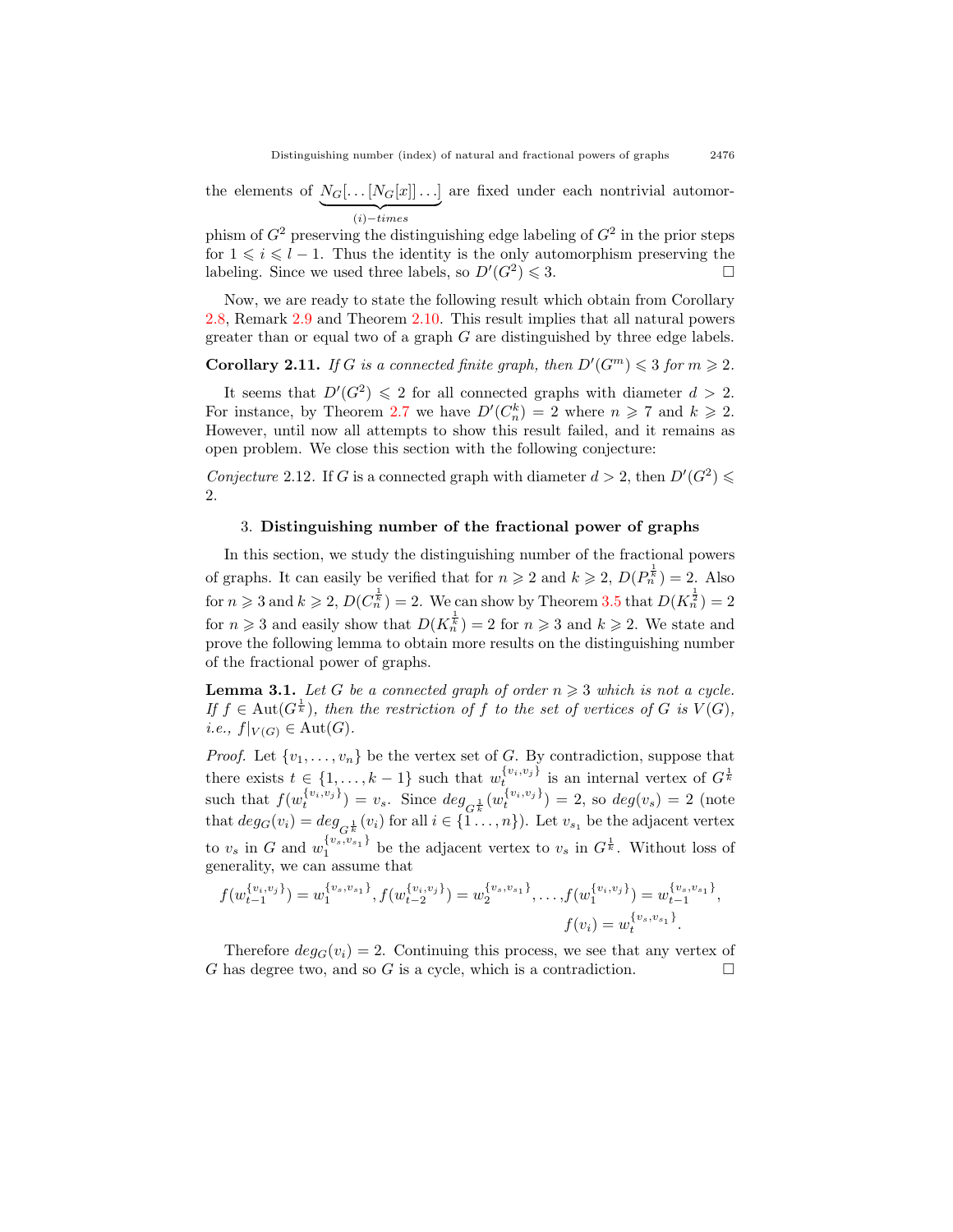the elements of $\underbrace{N_G[\ldots[N_G[x]]\ldots]}_{(i)-times}$ are fixed under each nontrivial automorphism of $G^2$ preserving the distinguishing edge labeling of $G^2$ in the prior steps for $1 \leqslant i \leqslant l-1$. Thus the identity is the only automorphism preserving the labeling. Since we used three labels, so $D'(G^2) \leqslant 3$. □

Now, we are ready to state the following result which obtain from Corollary 2.8, Remark 2.9 and Theorem 2.10. This result implies that all natural powers greater than or equal two of a graph $G$ are distinguished by three edge labels.

**Corollary 2.11.** *If $G$ is a connected finite graph, then $D'(G^m) \leqslant 3$ for $m \geqslant 2$.*

It seems that $D'(G^2) \leqslant 2$ for all connected graphs with diameter $d > 2$. For instance, by Theorem 2.7 we have $D'(C_n^k) = 2$ where $n \geqslant 7$ and $k \geqslant 2$. However, until now all attempts to show this result failed, and it remains as open problem. We close this section with the following conjecture:

*Conjecture* 2.12. If $G$ is a connected graph with diameter $d > 2$, then $D'(G^2) \leqslant 2$.

## 3. Distinguishing number of the fractional power of graphs

In this section, we study the distinguishing number of the fractional powers of graphs. It can easily be verified that for $n \geqslant 2$ and $k \geqslant 2$, $D(P_n^{\frac{1}{k}}) = 2$. Also for $n \geqslant 3$ and $k \geqslant 2$, $D(C_n^{\frac{1}{k}}) = 2$. We can show by Theorem 3.5 that $D(K_n^{\frac{1}{2}}) = 2$ for $n \geqslant 3$ and easily show that $D(K_n^{\frac{1}{k}}) = 2$ for $n \geqslant 3$ and $k \geqslant 2$. We state and prove the following lemma to obtain more results on the distinguishing number of the fractional power of graphs.

**Lemma 3.1.** *Let $G$ be a connected graph of order $n \geqslant 3$ which is not a cycle. If $f \in \mathrm{Aut}(G^{\frac{1}{k}})$, then the restriction of $f$ to the set of vertices of $G$ is $V(G)$, i.e., $f|_{V(G)} \in \mathrm{Aut}(G)$.*

*Proof.* Let $\{v_1, \ldots, v_n\}$ be the vertex set of $G$. By contradiction, suppose that there exists $t \in \{1, \ldots, k-1\}$ such that $w_t^{\{v_i,v_j\}}$ is an internal vertex of $G^{\frac{1}{k}}$ such that $f(w_t^{\{v_i,v_j\}}) = v_s$. Since $deg_{G^{\frac{1}{k}}}(w_t^{\{v_i,v_j\}}) = 2$, so $deg(v_s) = 2$ (note that $deg_G(v_i) = deg_{G^{\frac{1}{k}}}(v_i)$ for all $i \in \{1 \ldots, n\}$). Let $v_{s_1}$ be the adjacent vertex to $v_s$ in $G$ and $w_1^{\{v_s,v_{s_1}\}}$ be the adjacent vertex to $v_s$ in $G^{\frac{1}{k}}$. Without loss of generality, we can assume that

$$f(w_{t-1}^{\{v_i,v_j\}}) = w_1^{\{v_s,v_{s_1}\}}, f(w_{t-2}^{\{v_i,v_j\}}) = w_2^{\{v_s,v_{s_1}\}}, \ldots, f(w_1^{\{v_i,v_j\}}) = w_{t-1}^{\{v_s,v_{s_1}\}},$$
$$f(v_i) = w_t^{\{v_s,v_{s_1}\}}.$$

Therefore $deg_G(v_i) = 2$. Continuing this process, we see that any vertex of $G$ has degree two, and so $G$ is a cycle, which is a contradiction. □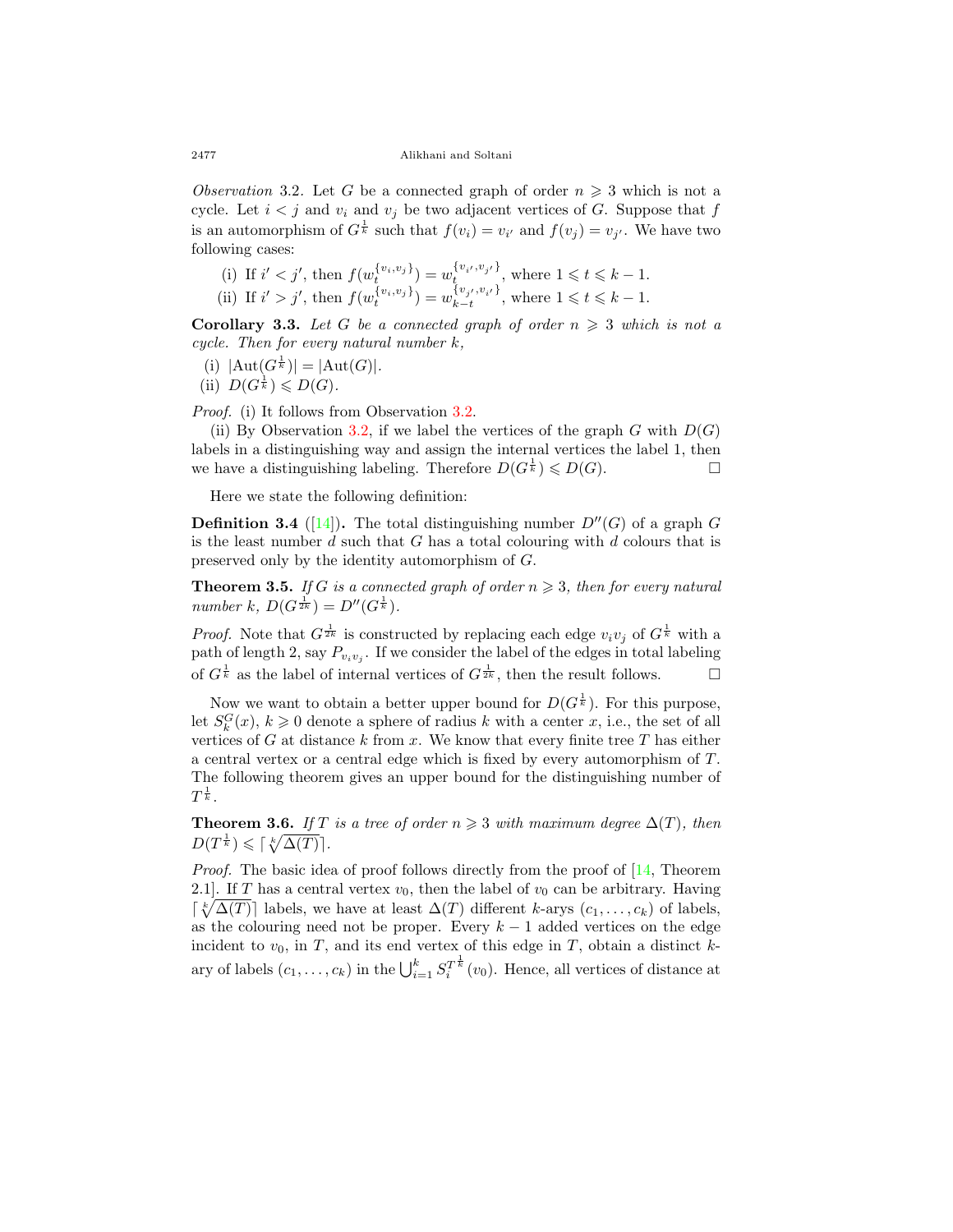*Observation* 3.2. Let $G$ be a connected graph of order $n \geqslant 3$ which is not a cycle. Let $i < j$ and $v_i$ and $v_j$ be two adjacent vertices of $G$. Suppose that $f$ is an automorphism of $G^{\frac{1}{k}}$ such that $f(v_i) = v_{i'}$ and $f(v_j) = v_{j'}$. We have two following cases:

(i) If $i' < j'$, then $f(w_t^{\{v_i,v_j\}}) = w_t^{\{v_{i'},v_{j'}\}}$, where $1 \leqslant t \leqslant k-1$.

(ii) If $i' > j'$, then $f(w_t^{\{v_i,v_j\}}) = w_{k-t}^{\{v_{j'},v_{i'}\}}$, where $1 \leqslant t \leqslant k-1$.

**Corollary 3.3.** *Let $G$ be a connected graph of order $n \geqslant 3$ which is not a cycle. Then for every natural number $k$,*

(i) $|\mathrm{Aut}(G^{\frac{1}{k}})| = |\mathrm{Aut}(G)|$.

(ii) $D(G^{\frac{1}{k}}) \leqslant D(G)$.

*Proof.* (i) It follows from Observation 3.2.

(ii) By Observation 3.2, if we label the vertices of the graph $G$ with $D(G)$ labels in a distinguishing way and assign the internal vertices the label 1, then we have a distinguishing labeling. Therefore $D(G^{\frac{1}{k}}) \leqslant D(G)$. □

Here we state the following definition:

**Definition 3.4** ([14])**.** The total distinguishing number $D''(G)$ of a graph $G$ is the least number $d$ such that $G$ has a total colouring with $d$ colours that is preserved only by the identity automorphism of $G$.

**Theorem 3.5.** *If $G$ is a connected graph of order $n \geqslant 3$, then for every natural number $k$, $D(G^{\frac{1}{2k}}) = D''(G^{\frac{1}{k}})$.*

*Proof.* Note that $G^{\frac{1}{2k}}$ is constructed by replacing each edge $v_iv_j$ of $G^{\frac{1}{k}}$ with a path of length 2, say $P_{v_iv_j}$. If we consider the label of the edges in total labeling of $G^{\frac{1}{k}}$ as the label of internal vertices of $G^{\frac{1}{2k}}$, then the result follows. □

Now we want to obtain a better upper bound for $D(G^{\frac{1}{k}})$. For this purpose, let $S_k^G(x)$, $k \geqslant 0$ denote a sphere of radius $k$ with a center $x$, i.e., the set of all vertices of $G$ at distance $k$ from $x$. We know that every finite tree $T$ has either a central vertex or a central edge which is fixed by every automorphism of $T$. The following theorem gives an upper bound for the distinguishing number of $T^{\frac{1}{k}}$.

**Theorem 3.6.** *If $T$ is a tree of order $n \geqslant 3$ with maximum degree $\Delta(T)$, then $D(T^{\frac{1}{k}}) \leqslant \lceil \sqrt[k]{\Delta(T)} \rceil$.*

*Proof.* The basic idea of proof follows directly from the proof of [14, Theorem 2.1]. If $T$ has a central vertex $v_0$, then the label of $v_0$ can be arbitrary. Having $\lceil \sqrt[k]{\Delta(T)} \rceil$ labels, we have at least $\Delta(T)$ different $k$-arys $(c_1, \ldots, c_k)$ of labels, as the colouring need not be proper. Every $k-1$ added vertices on the edge incident to $v_0$, in $T$, and its end vertex of this edge in $T$, obtain a distinct $k$-ary of labels $(c_1, \ldots, c_k)$ in the $\bigcup_{i=1}^{k} S_i^{T^{\frac{1}{k}}}(v_0)$. Hence, all vertices of distance at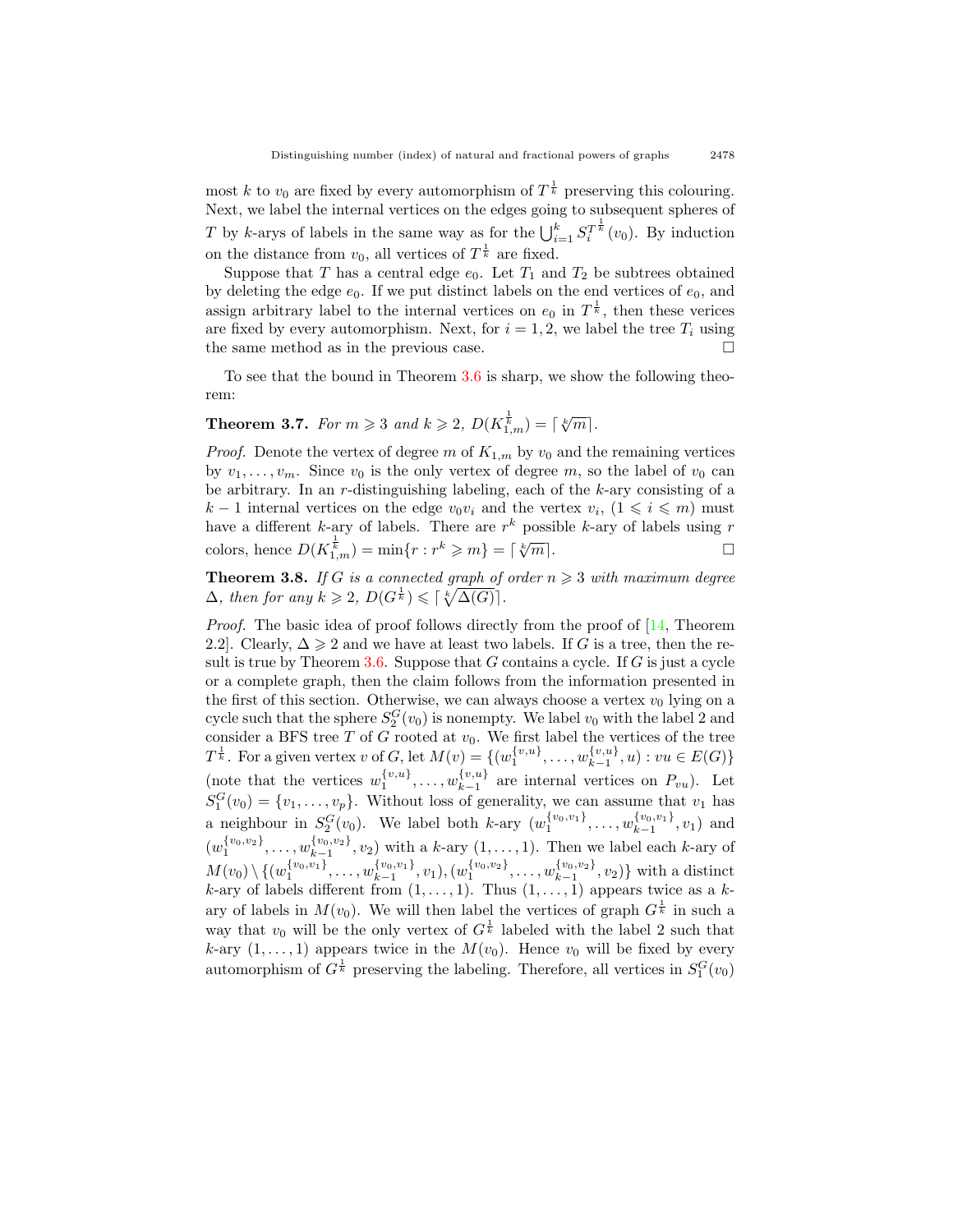most $k$ to $v_0$ are fixed by every automorphism of $T^{\frac{1}{k}}$ preserving this colouring. Next, we label the internal vertices on the edges going to subsequent spheres of $T$ by $k$-arys of labels in the same way as for the $\bigcup_{i=1}^{k} S_i^{T^{\frac{1}{k}}}(v_0)$. By induction on the distance from $v_0$, all vertices of $T^{\frac{1}{k}}$ are fixed.

Suppose that $T$ has a central edge $e_0$. Let $T_1$ and $T_2$ be subtrees obtained by deleting the edge $e_0$. If we put distinct labels on the end vertices of $e_0$, and assign arbitrary label to the internal vertices on $e_0$ in $T^{\frac{1}{k}}$, then these verices are fixed by every automorphism. Next, for $i = 1, 2$, we label the tree $T_i$ using the same method as in the previous case. □

To see that the bound in Theorem 3.6 is sharp, we show the following theorem:

**Theorem 3.7.** *For $m \geqslant 3$ and $k \geqslant 2$, $D(K_{1,m}^{\frac{1}{k}}) = \lceil \sqrt[k]{m} \rceil$.*

*Proof.* Denote the vertex of degree $m$ of $K_{1,m}$ by $v_0$ and the remaining vertices by $v_1, \ldots, v_m$. Since $v_0$ is the only vertex of degree $m$, so the label of $v_0$ can be arbitrary. In an $r$-distinguishing labeling, each of the $k$-ary consisting of a $k-1$ internal vertices on the edge $v_0v_i$ and the vertex $v_i$, $(1 \leqslant i \leqslant m)$ must have a different $k$-ary of labels. There are $r^k$ possible $k$-ary of labels using $r$ colors, hence $D(K_{1,m}^{\frac{1}{k}}) = \min\{r : r^k \geqslant m\} = \lceil \sqrt[k]{m} \rceil$. □

**Theorem 3.8.** *If $G$ is a connected graph of order $n \geqslant 3$ with maximum degree $\Delta$, then for any $k \geqslant 2$, $D(G^{\frac{1}{k}}) \leqslant \lceil \sqrt[k]{\Delta(G)} \rceil$.*

*Proof.* The basic idea of proof follows directly from the proof of [14, Theorem 2.2]. Clearly, $\Delta \geqslant 2$ and we have at least two labels. If $G$ is a tree, then the result is true by Theorem 3.6. Suppose that $G$ contains a cycle. If $G$ is just a cycle or a complete graph, then the claim follows from the information presented in the first of this section. Otherwise, we can always choose a vertex $v_0$ lying on a cycle such that the sphere $S_2^G(v_0)$ is nonempty. We label $v_0$ with the label 2 and consider a BFS tree $T$ of $G$ rooted at $v_0$. We first label the vertices of the tree $T^{\frac{1}{k}}$. For a given vertex $v$ of $G$, let $M(v) = \{(w_1^{\{v,u\}}, \ldots, w_{k-1}^{\{v,u\}}, u) : vu \in E(G)\}$ (note that the vertices $w_1^{\{v,u\}}, \ldots, w_{k-1}^{\{v,u\}}$ are internal vertices on $P_{vu}$). Let $S_1^G(v_0) = \{v_1, \ldots, v_p\}$. Without loss of generality, we can assume that $v_1$ has a neighbour in $S_2^G(v_0)$. We label both $k$-ary $(w_1^{\{v_0,v_1\}}, \ldots, w_{k-1}^{\{v_0,v_1\}}, v_1)$ and $(w_1^{\{v_0,v_2\}}, \ldots, w_{k-1}^{\{v_0,v_2\}}, v_2)$ with a $k$-ary $(1, \ldots, 1)$. Then we label each $k$-ary of $M(v_0) \setminus \{(w_1^{\{v_0,v_1\}}, \ldots, w_{k-1}^{\{v_0,v_1\}}, v_1), (w_1^{\{v_0,v_2\}}, \ldots, w_{k-1}^{\{v_0,v_2\}}, v_2)\}$ with a distinct $k$-ary of labels different from $(1, \ldots, 1)$. Thus $(1, \ldots, 1)$ appears twice as a $k$-ary of labels in $M(v_0)$. We will then label the vertices of graph $G^{\frac{1}{k}}$ in such a way that $v_0$ will be the only vertex of $G^{\frac{1}{k}}$ labeled with the label 2 such that $k$-ary $(1, \ldots, 1)$ appears twice in the $M(v_0)$. Hence $v_0$ will be fixed by every automorphism of $G^{\frac{1}{k}}$ preserving the labeling. Therefore, all vertices in $S_1^G(v_0)$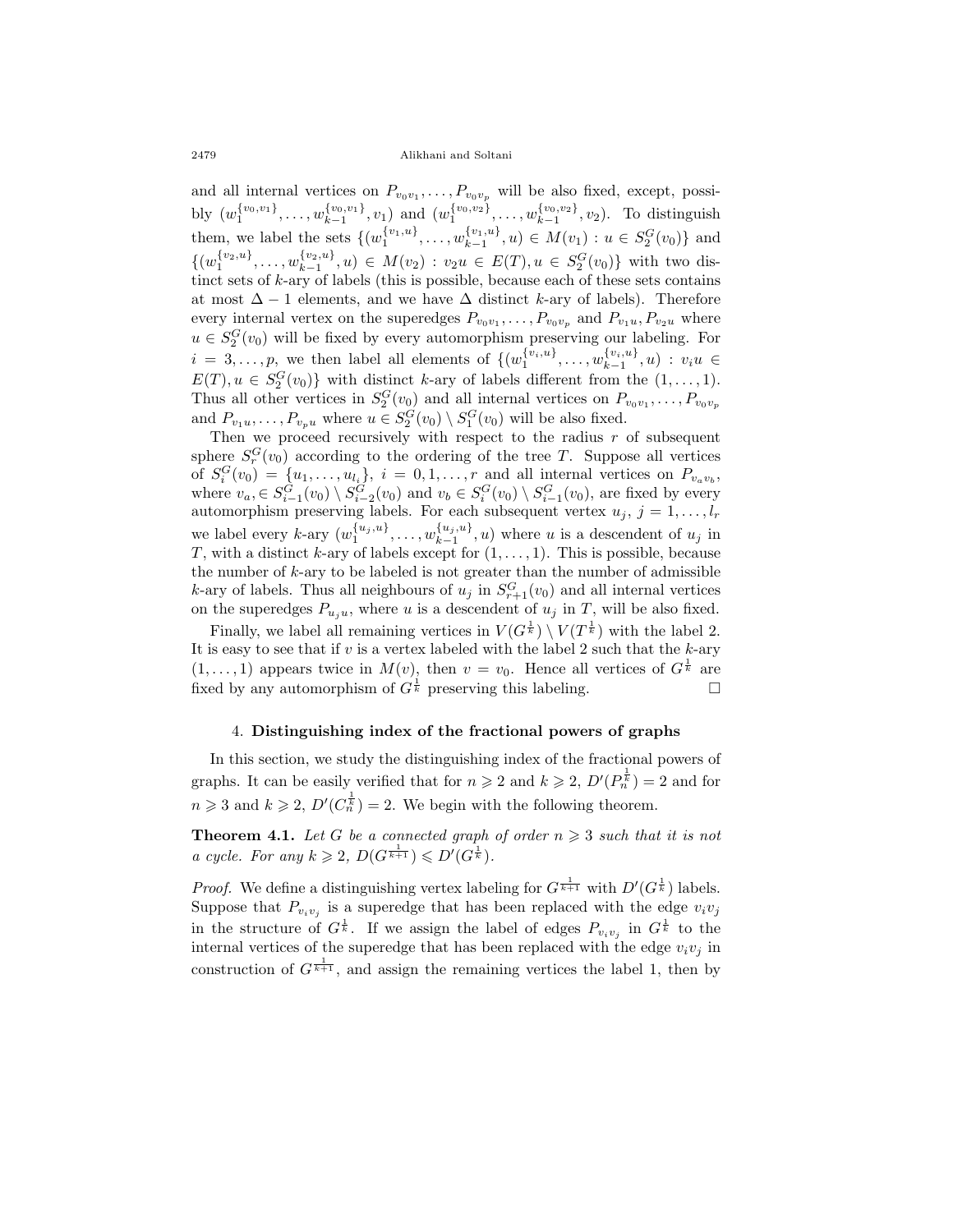and all internal vertices on $P_{v_0v_1}, \ldots, P_{v_0v_p}$ will be also fixed, except, possibly $(w_1^{\{v_0,v_1\}}, \ldots, w_{k-1}^{\{v_0,v_1\}}, v_1)$ and $(w_1^{\{v_0,v_2\}}, \ldots, w_{k-1}^{\{v_0,v_2\}}, v_2)$. To distinguish them, we label the sets $\{(w_1^{\{v_1,u\}}, \ldots, w_{k-1}^{\{v_1,u\}}, u) \in M(v_1) : u \in S_2^G(v_0)\}$ and $\{(w_1^{\{v_2,u\}}, \ldots, w_{k-1}^{\{v_2,u\}}, u) \in M(v_2) : v_2u \in E(T), u \in S_2^G(v_0)\}$ with two distinct sets of $k$-ary of labels (this is possible, because each of these sets contains at most $\Delta - 1$ elements, and we have $\Delta$ distinct $k$-ary of labels). Therefore every internal vertex on the superedges $P_{v_0v_1}, \ldots, P_{v_0v_p}$ and $P_{v_1u}, P_{v_2u}$ where $u \in S_2^G(v_0)$ will be fixed by every automorphism preserving our labeling. For $i = 3, \ldots, p$, we then label all elements of $\{(w_1^{\{v_i,u\}}, \ldots, w_{k-1}^{\{v_i,u\}}, u) : v_iu \in E(T), u \in S_2^G(v_0)\}$ with distinct $k$-ary of labels different from the $(1, \ldots, 1)$. Thus all other vertices in $S_2^G(v_0)$ and all internal vertices on $P_{v_0v_1}, \ldots, P_{v_0v_p}$ and $P_{v_1u}, \ldots, P_{v_pu}$ where $u \in S_2^G(v_0) \setminus S_1^G(v_0)$ will be also fixed.

Then we proceed recursively with respect to the radius $r$ of subsequent sphere $S_r^G(v_0)$ according to the ordering of the tree $T$. Suppose all vertices of $S_i^G(v_0) = \{u_1, \ldots, u_{l_i}\}$, $i = 0, 1, \ldots, r$ and all internal vertices on $P_{v_av_b}$, where $v_a, \in S_{i-1}^G(v_0) \setminus S_{i-2}^G(v_0)$ and $v_b \in S_i^G(v_0) \setminus S_{i-1}^G(v_0)$, are fixed by every automorphism preserving labels. For each subsequent vertex $u_j$, $j = 1, \ldots, l_r$ we label every $k$-ary $(w_1^{\{u_j,u\}}, \ldots, w_{k-1}^{\{u_j,u\}}, u)$ where $u$ is a descendent of $u_j$ in $T$, with a distinct $k$-ary of labels except for $(1, \ldots, 1)$. This is possible, because the number of $k$-ary to be labeled is not greater than the number of admissible $k$-ary of labels. Thus all neighbours of $u_j$ in $S_{r+1}^G(v_0)$ and all internal vertices on the superedges $P_{u_ju}$, where $u$ is a descendent of $u_j$ in $T$, will be also fixed.

Finally, we label all remaining vertices in $V(G^{\frac{1}{k}}) \setminus V(T^{\frac{1}{k}})$ with the label 2. It is easy to see that if $v$ is a vertex labeled with the label 2 such that the $k$-ary $(1, \ldots, 1)$ appears twice in $M(v)$, then $v = v_0$. Hence all vertices of $G^{\frac{1}{k}}$ are fixed by any automorphism of $G^{\frac{1}{k}}$ preserving this labeling. $\square$

## 4. Distinguishing index of the fractional powers of graphs

In this section, we study the distinguishing index of the fractional powers of graphs. It can be easily verified that for $n \geqslant 2$ and $k \geqslant 2$, $D'(P_n^{\frac{1}{k}}) = 2$ and for $n \geqslant 3$ and $k \geqslant 2$, $D'(C_n^{\frac{1}{k}}) = 2$. We begin with the following theorem.

**Theorem 4.1.** *Let $G$ be a connected graph of order $n \geqslant 3$ such that it is not a cycle. For any $k \geqslant 2$, $D(G^{\frac{1}{k+1}}) \leqslant D'(G^{\frac{1}{k}})$.*

*Proof.* We define a distinguishing vertex labeling for $G^{\frac{1}{k+1}}$ with $D'(G^{\frac{1}{k}})$ labels. Suppose that $P_{v_iv_j}$ is a superedge that has been replaced with the edge $v_iv_j$ in the structure of $G^{\frac{1}{k}}$. If we assign the label of edges $P_{v_iv_j}$ in $G^{\frac{1}{k}}$ to the internal vertices of the superedge that has been replaced with the edge $v_iv_j$ in construction of $G^{\frac{1}{k+1}}$, and assign the remaining vertices the label 1, then by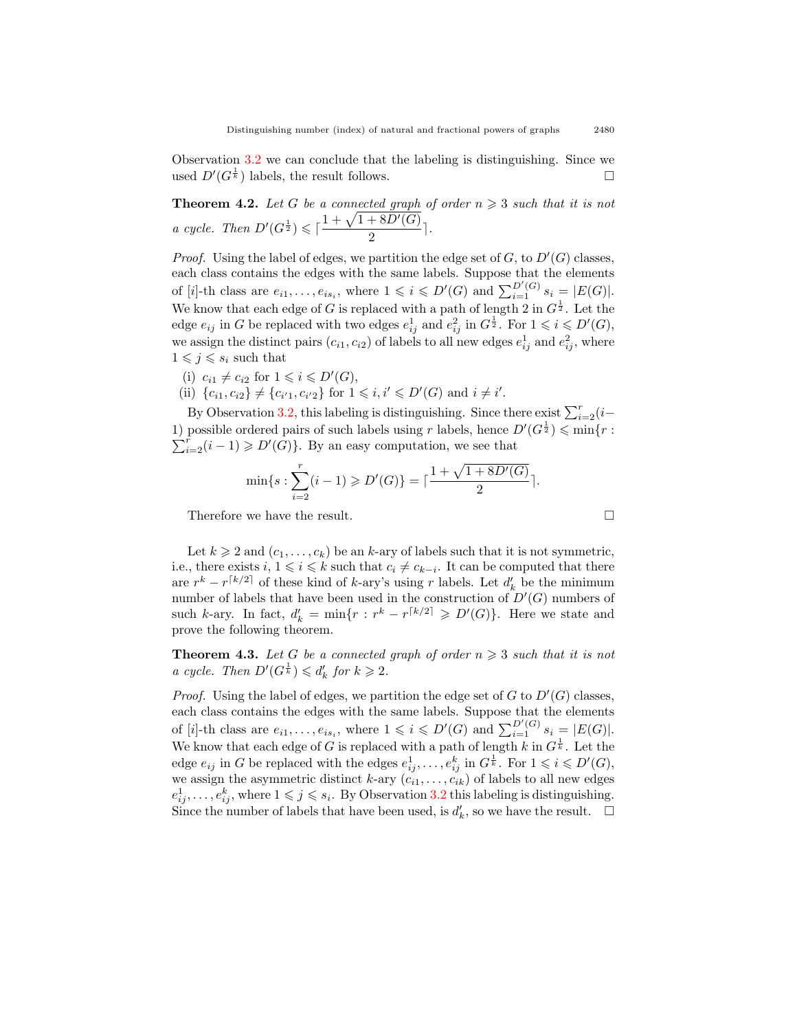Observation 3.2 we can conclude that the labeling is distinguishing. Since we used $D'(G^{\frac{1}{k}})$ labels, the result follows. $\square$

**Theorem 4.2.** *Let $G$ be a connected graph of order $n \geqslant 3$ such that it is not a cycle. Then $D'(G^{\frac{1}{2}}) \leqslant \lceil \frac{1+\sqrt{1+8D'(G)}}{2} \rceil$.*

*Proof.* Using the label of edges, we partition the edge set of $G$, to $D'(G)$ classes, each class contains the edges with the same labels. Suppose that the elements of $[i]$-th class are $e_{i1}, \ldots, e_{is_i}$, where $1 \leqslant i \leqslant D'(G)$ and $\sum_{i=1}^{D'(G)} s_i = |E(G)|$. We know that each edge of $G$ is replaced with a path of length 2 in $G^{\frac{1}{2}}$. Let the edge $e_{ij}$ in $G$ be replaced with two edges $e^1_{ij}$ and $e^2_{ij}$ in $G^{\frac{1}{2}}$. For $1 \leqslant i \leqslant D'(G)$, we assign the distinct pairs $(c_{i1}, c_{i2})$ of labels to all new edges $e^1_{ij}$ and $e^2_{ij}$, where $1 \leqslant j \leqslant s_i$ such that

(i) $c_{i1} \neq c_{i2}$ for $1 \leqslant i \leqslant D'(G)$,

(ii) $\{c_{i1}, c_{i2}\} \neq \{c_{i'1}, c_{i'2}\}$ for $1 \leqslant i, i' \leqslant D'(G)$ and $i \neq i'$.

By Observation 3.2, this labeling is distinguishing. Since there exist $\sum_{i=2}^{r}(i-1)$ possible ordered pairs of such labels using $r$ labels, hence $D'(G^{\frac{1}{2}}) \leqslant \min\{r : \sum_{i=2}^{r}(i-1) \geqslant D'(G)\}$. By an easy computation, we see that

$$\min\{s : \sum_{i=2}^{r}(i-1) \geqslant D'(G)\} = \lceil \frac{1+\sqrt{1+8D'(G)}}{2} \rceil.$$

Therefore we have the result. $\square$

Let $k \geqslant 2$ and $(c_1, \ldots, c_k)$ be an $k$-ary of labels such that it is not symmetric, i.e., there exists $i$, $1 \leqslant i \leqslant k$ such that $c_i \neq c_{k-i}$. It can be computed that there are $r^k - r^{\lceil k/2 \rceil}$ of these kind of $k$-ary's using $r$ labels. Let $d'_k$ be the minimum number of labels that have been used in the construction of $D'(G)$ numbers of such $k$-ary. In fact, $d'_k = \min\{r : r^k - r^{\lceil k/2 \rceil} \geqslant D'(G)\}$. Here we state and prove the following theorem.

**Theorem 4.3.** *Let $G$ be a connected graph of order $n \geqslant 3$ such that it is not a cycle. Then $D'(G^{\frac{1}{k}}) \leqslant d'_k$ for $k \geqslant 2$.*

*Proof.* Using the label of edges, we partition the edge set of $G$ to $D'(G)$ classes, each class contains the edges with the same labels. Suppose that the elements of $[i]$-th class are $e_{i1}, \ldots, e_{is_i}$, where $1 \leqslant i \leqslant D'(G)$ and $\sum_{i=1}^{D'(G)} s_i = |E(G)|$. We know that each edge of $G$ is replaced with a path of length $k$ in $G^{\frac{1}{k}}$. Let the edge $e_{ij}$ in $G$ be replaced with the edges $e^1_{ij}, \ldots, e^k_{ij}$ in $G^{\frac{1}{k}}$. For $1 \leqslant i \leqslant D'(G)$, we assign the asymmetric distinct $k$-ary $(c_{i1}, \ldots, c_{ik})$ of labels to all new edges $e^1_{ij}, \ldots, e^k_{ij}$, where $1 \leqslant j \leqslant s_i$. By Observation 3.2 this labeling is distinguishing. Since the number of labels that have been used, is $d'_k$, so we have the result. $\square$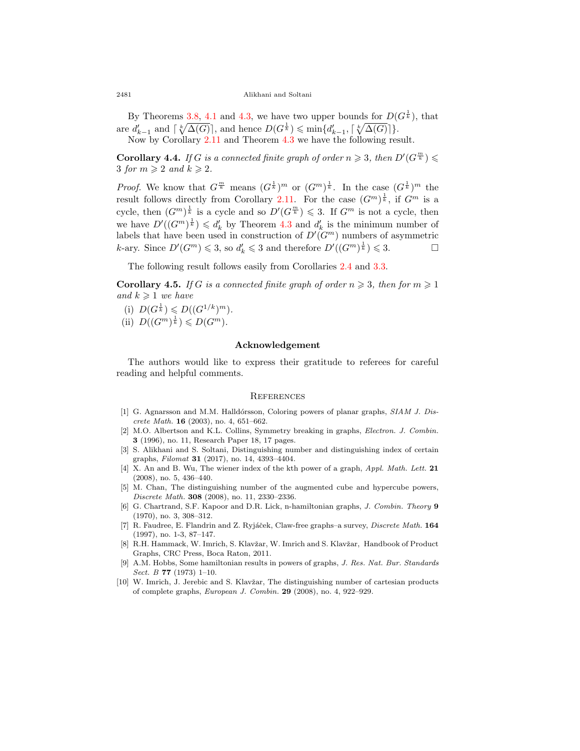By Theorems 3.8, 4.1 and 4.3, we have two upper bounds for $D(G^{\frac{1}{k}})$, that are $d'_{k-1}$ and $\lceil \sqrt[k]{\Delta(G)} \rceil$, and hence $D(G^{\frac{1}{k}}) \leqslant \min\{d'_{k-1}, \lceil \sqrt[k]{\Delta(G)} \rceil\}$.

Now by Corollary 2.11 and Theorem 4.3 we have the following result.

**Corollary 4.4.** *If $G$ is a connected finite graph of order $n \geqslant 3$, then $D'(G^{\frac{m}{k}}) \leqslant 3$ for $m \geqslant 2$ and $k \geqslant 2$.*

*Proof.* We know that $G^{\frac{m}{k}}$ means $(G^{\frac{1}{k}})^m$ or $(G^m)^{\frac{1}{k}}$. In the case $(G^{\frac{1}{k}})^m$ the result follows directly from Corollary 2.11. For the case $(G^m)^{\frac{1}{k}}$, if $G^m$ is a cycle, then $(G^m)^{\frac{1}{k}}$ is a cycle and so $D'(G^{\frac{m}{k}}) \leqslant 3$. If $G^m$ is not a cycle, then we have $D'((G^m)^{\frac{1}{k}}) \leqslant d'_k$ by Theorem 4.3 and $d'_k$ is the minimum number of labels that have been used in construction of $D'(G^m)$ numbers of asymmetric $k$-ary. Since $D'(G^m) \leqslant 3$, so $d'_k \leqslant 3$ and therefore $D'((G^m)^{\frac{1}{k}}) \leqslant 3$. □

The following result follows easily from Corollaries 2.4 and 3.3.

**Corollary 4.5.** *If $G$ is a connected finite graph of order $n \geqslant 3$, then for $m \geqslant 1$ and $k \geqslant 1$ we have*

(i) $D(G^{\frac{1}{k}}) \leqslant D((G^{1/k})^m)$.

(ii) $D((G^m)^{\frac{1}{k}}) \leqslant D(G^m)$.

## Acknowledgement

The authors would like to express their gratitude to referees for careful reading and helpful comments.

## References

[1] G. Agnarsson and M.M. Halldórsson, Coloring powers of planar graphs, *SIAM J. Discrete Math.* **16** (2003), no. 4, 651–662.

[2] M.O. Albertson and K.L. Collins, Symmetry breaking in graphs, *Electron. J. Combin.* **3** (1996), no. 11, Research Paper 18, 17 pages.

[3] S. Alikhani and S. Soltani, Distinguishing number and distinguishing index of certain graphs, *Filomat* **31** (2017), no. 14, 4393–4404.

[4] X. An and B. Wu, The wiener index of the kth power of a graph, *Appl. Math. Lett.* **21** (2008), no. 5, 436–440.

[5] M. Chan, The distinguishing number of the augmented cube and hypercube powers, *Discrete Math.* **308** (2008), no. 11, 2330–2336.

[6] G. Chartrand, S.F. Kapoor and D.R. Lick, n-hamiltonian graphs, *J. Combin. Theory* **9** (1970), no. 3, 308–312.

[7] R. Faudree, E. Flandrin and Z. Ryjáček, Claw-free graphs–a survey, *Discrete Math.* **164** (1997), no. 1-3, 87–147.

[8] R.H. Hammack, W. Imrich, S. Klavžar, W. Imrich and S. Klavžar, Handbook of Product Graphs, CRC Press, Boca Raton, 2011.

[9] A.M. Hobbs, Some hamiltonian results in powers of graphs, *J. Res. Nat. Bur. Standards Sect. B* **77** (1973) 1–10.

[10] W. Imrich, J. Jerebic and S. Klavžar, The distinguishing number of cartesian products of complete graphs, *European J. Combin.* **29** (2008), no. 4, 922–929.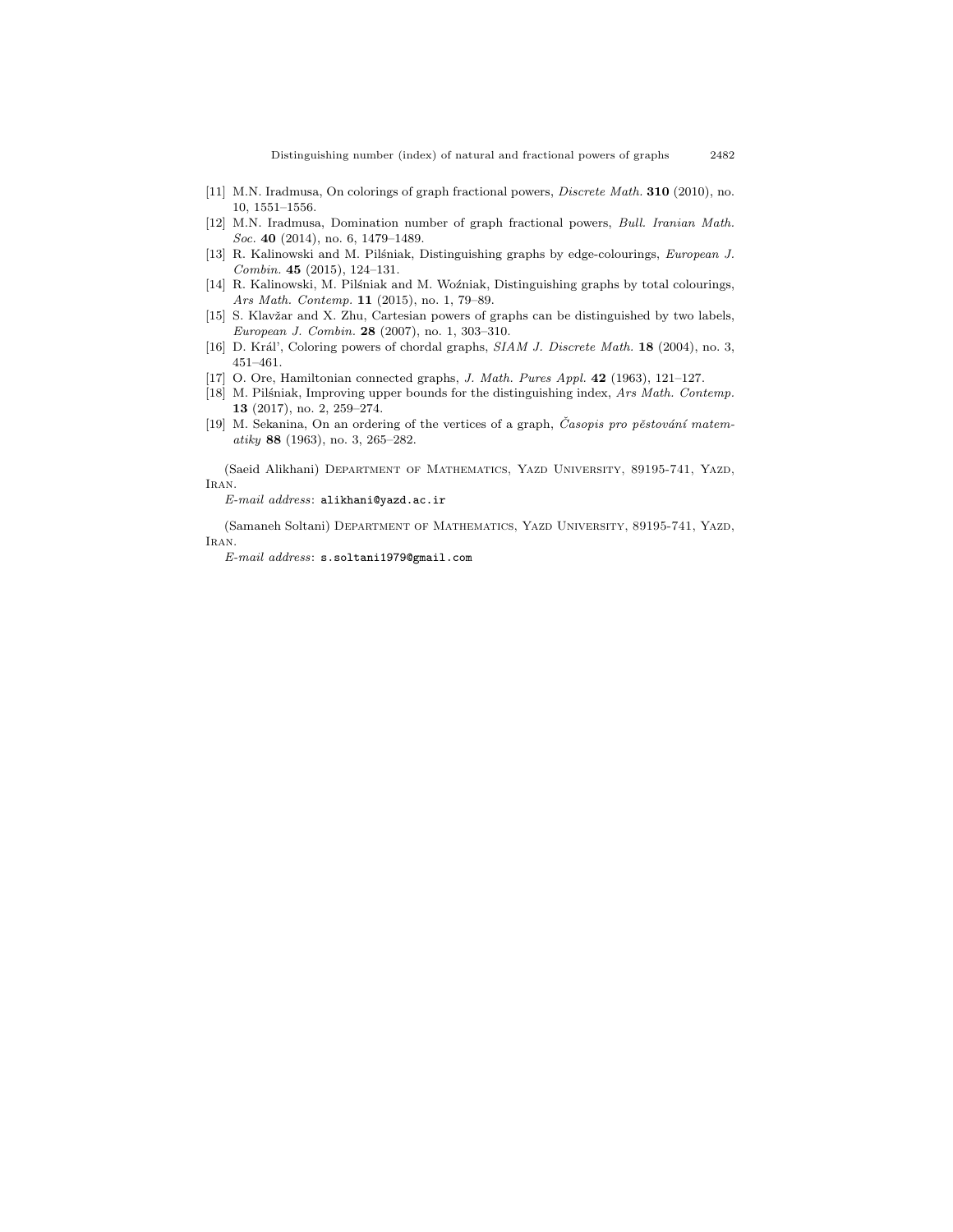[11] M.N. Iradmusa, On colorings of graph fractional powers, *Discrete Math.* **310** (2010), no. 10, 1551–1556.

[12] M.N. Iradmusa, Domination number of graph fractional powers, *Bull. Iranian Math. Soc.* **40** (2014), no. 6, 1479–1489.

[13] R. Kalinowski and M. Pilśniak, Distinguishing graphs by edge-colourings, *European J. Combin.* **45** (2015), 124–131.

[14] R. Kalinowski, M. Pilśniak and M. Woźniak, Distinguishing graphs by total colourings, *Ars Math. Contemp.* **11** (2015), no. 1, 79–89.

[15] S. Klavžar and X. Zhu, Cartesian powers of graphs can be distinguished by two labels, *European J. Combin.* **28** (2007), no. 1, 303–310.

[16] D. Král', Coloring powers of chordal graphs, *SIAM J. Discrete Math.* **18** (2004), no. 3, 451–461.

[17] O. Ore, Hamiltonian connected graphs, *J. Math. Pures Appl.* **42** (1963), 121–127.

[18] M. Pilśniak, Improving upper bounds for the distinguishing index, *Ars Math. Contemp.* **13** (2017), no. 2, 259–274.

[19] M. Sekanina, On an ordering of the vertices of a graph, *Časopis pro pěstování matematiky* **88** (1963), no. 3, 265–282.

(Saeid Alikhani) Department of Mathematics, Yazd University, 89195-741, Yazd, Iran.

*E-mail address*: alikhani@yazd.ac.ir

(Samaneh Soltani) Department of Mathematics, Yazd University, 89195-741, Yazd, Iran.

*E-mail address*: s.soltani1979@gmail.com